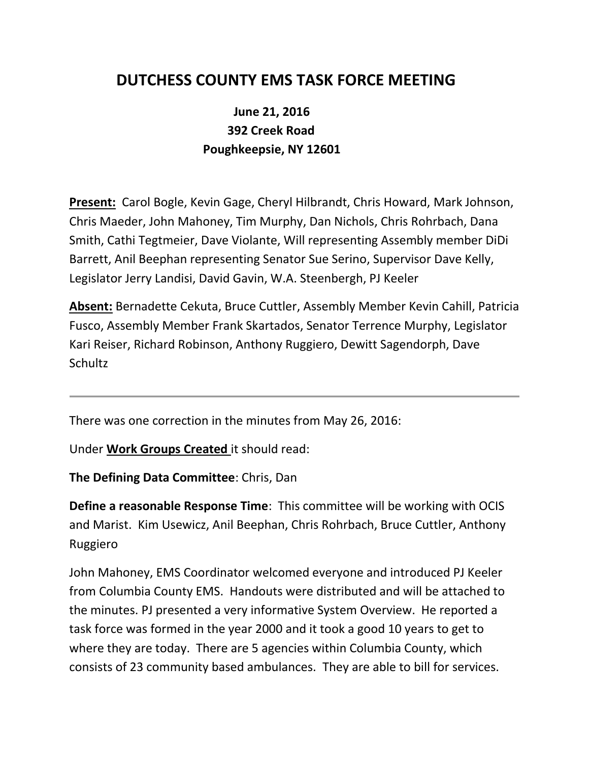# DUTCHESS COUNTY EMS TASK FORCE MEETING

**June 21, 2016**
**392 Creek Road**
**Poughkeepsie, NY 12601**

**Present:** Carol Bogle, Kevin Gage, Cheryl Hilbrandt, Chris Howard, Mark Johnson, Chris Maeder, John Mahoney, Tim Murphy, Dan Nichols, Chris Rohrbach, Dana Smith, Cathi Tegtmeier, Dave Violante, Will representing Assembly member DiDi Barrett, Anil Beephan representing Senator Sue Serino, Supervisor Dave Kelly, Legislator Jerry Landisi, David Gavin, W.A. Steenbergh, PJ Keeler

**Absent:** Bernadette Cekuta, Bruce Cuttler, Assembly Member Kevin Cahill, Patricia Fusco, Assembly Member Frank Skartados, Senator Terrence Murphy, Legislator Kari Reiser, Richard Robinson, Anthony Ruggiero, Dewitt Sagendorph, Dave Schultz

---

There was one correction in the minutes from May 26, 2016:

Under **Work Groups Created** it should read:

**The Defining Data Committee**: Chris, Dan

**Define a reasonable Response Time**: This committee will be working with OCIS and Marist. Kim Usewicz, Anil Beephan, Chris Rohrbach, Bruce Cuttler, Anthony Ruggiero

John Mahoney, EMS Coordinator welcomed everyone and introduced PJ Keeler from Columbia County EMS. Handouts were distributed and will be attached to the minutes. PJ presented a very informative System Overview. He reported a task force was formed in the year 2000 and it took a good 10 years to get to where they are today. There are 5 agencies within Columbia County, which consists of 23 community based ambulances. They are able to bill for services.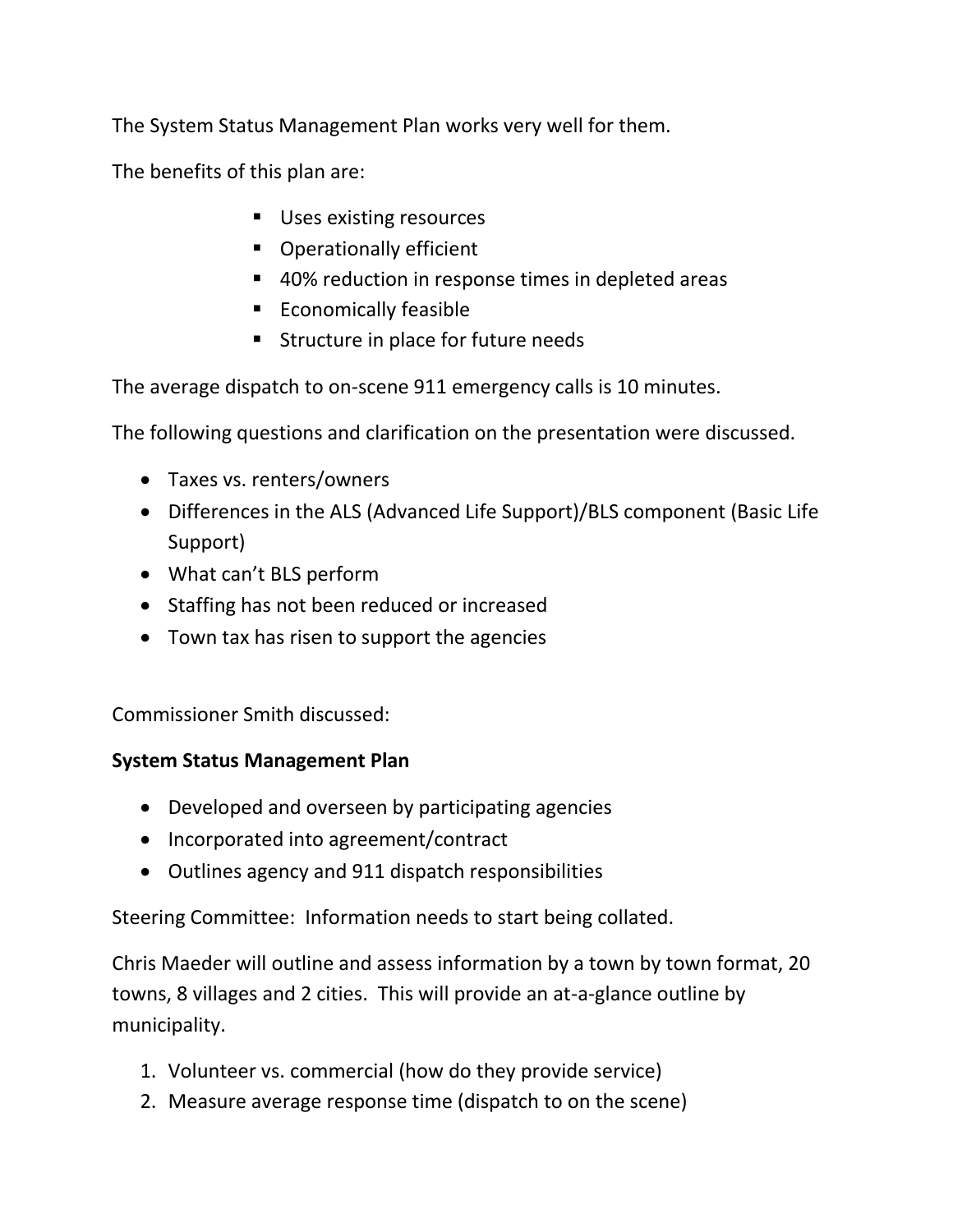The System Status Management Plan works very well for them.

The benefits of this plan are:

- Uses existing resources
- Operationally efficient
- 40% reduction in response times in depleted areas
- Economically feasible
- Structure in place for future needs

The average dispatch to on-scene 911 emergency calls is 10 minutes.

The following questions and clarification on the presentation were discussed.

- Taxes vs. renters/owners
- Differences in the ALS (Advanced Life Support)/BLS component (Basic Life Support)
- What can't BLS perform
- Staffing has not been reduced or increased
- Town tax has risen to support the agencies

Commissioner Smith discussed:

**System Status Management Plan**

- Developed and overseen by participating agencies
- Incorporated into agreement/contract
- Outlines agency and 911 dispatch responsibilities

Steering Committee: Information needs to start being collated.

Chris Maeder will outline and assess information by a town by town format, 20 towns, 8 villages and 2 cities. This will provide an at-a-glance outline by municipality.

1. Volunteer vs. commercial (how do they provide service)
2. Measure average response time (dispatch to on the scene)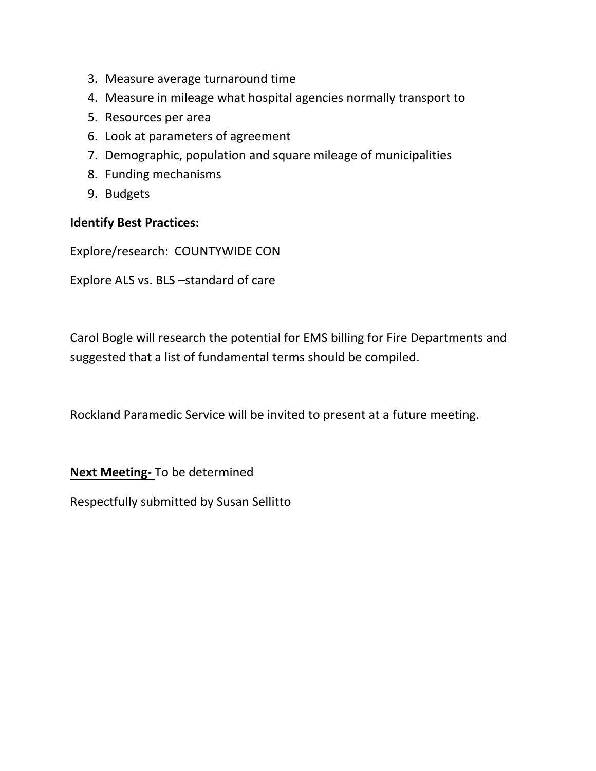3. Measure average turnaround time
4. Measure in mileage what hospital agencies normally transport to
5. Resources per area
6. Look at parameters of agreement
7. Demographic, population and square mileage of municipalities
8. Funding mechanisms
9. Budgets

**Identify Best Practices:**

Explore/research: COUNTYWIDE CON

Explore ALS vs. BLS –standard of care

Carol Bogle will research the potential for EMS billing for Fire Departments and suggested that a list of fundamental terms should be compiled.

Rockland Paramedic Service will be invited to present at a future meeting.

**<u>Next Meeting-</u>** To be determined

Respectfully submitted by Susan Sellitto